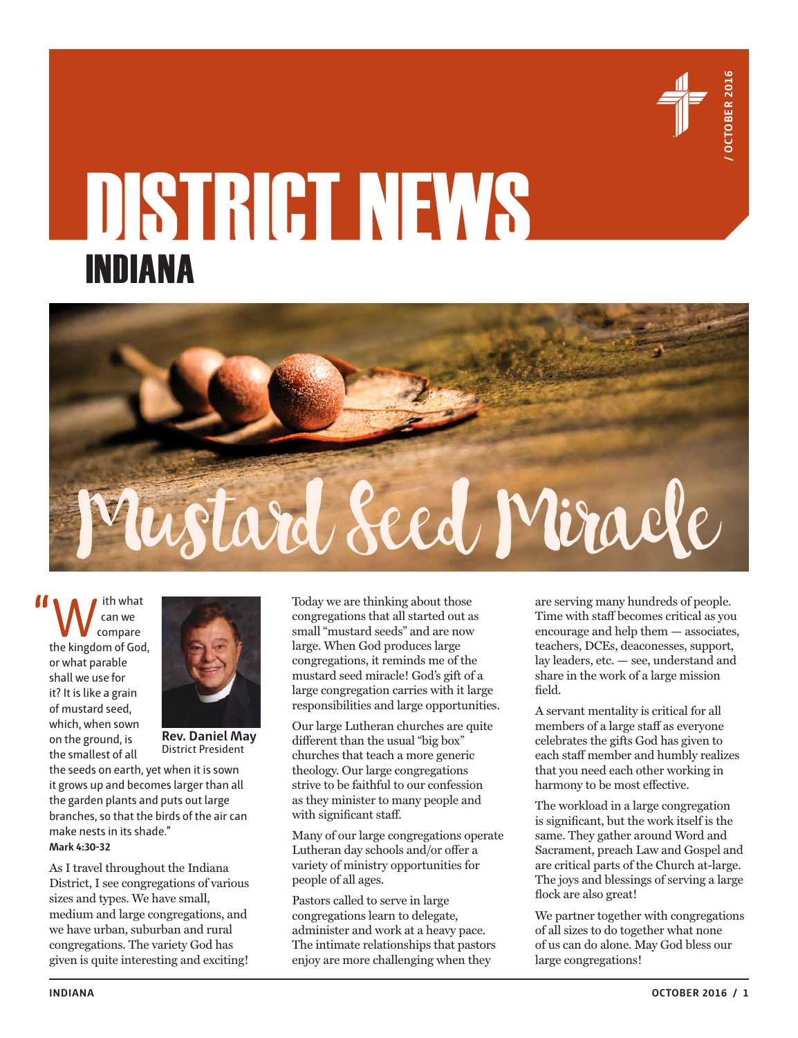# DISTRICT NEWS

## INDIANA

/ OCTOBER 2016

# Mustard Seed Miracle

"With what can we compare the kingdom of God, or what parable shall we use for it? It is like a grain of mustard seed, which, when sown on the ground, is the smallest of all the seeds on earth, yet when it is sown it grows up and becomes larger than all the garden plants and puts out large branches, so that the birds of the air can make nests in its shade."
**Mark 4:30-32**

**Rev. Daniel May**
District President

As I travel throughout the Indiana District, I see congregations of various sizes and types. We have small, medium and large congregations, and we have urban, suburban and rural congregations. The variety God has given is quite interesting and exciting!

Today we are thinking about those congregations that all started out as small "mustard seeds" and are now large. When God produces large congregations, it reminds me of the mustard seed miracle! God's gift of a large congregation carries with it large responsibilities and large opportunities.

Our large Lutheran churches are quite different than the usual "big box" churches that teach a more generic theology. Our large congregations strive to be faithful to our confession as they minister to many people and with significant staff.

Many of our large congregations operate Lutheran day schools and/or offer a variety of ministry opportunities for people of all ages.

Pastors called to serve in large congregations learn to delegate, administer and work at a heavy pace. The intimate relationships that pastors enjoy are more challenging when they are serving many hundreds of people. Time with staff becomes critical as you encourage and help them — associates, teachers, DCEs, deaconesses, support, lay leaders, etc. — see, understand and share in the work of a large mission field.

A servant mentality is critical for all members of a large staff as everyone celebrates the gifts God has given to each staff member and humbly realizes that you need each other working in harmony to be most effective.

The workload in a large congregation is significant, but the work itself is the same. They gather around Word and Sacrament, preach Law and Gospel and are critical parts of the Church at-large. The joys and blessings of serving a large flock are also great!

We partner together with congregations of all sizes to do together what none of us can do alone. May God bless our large congregations!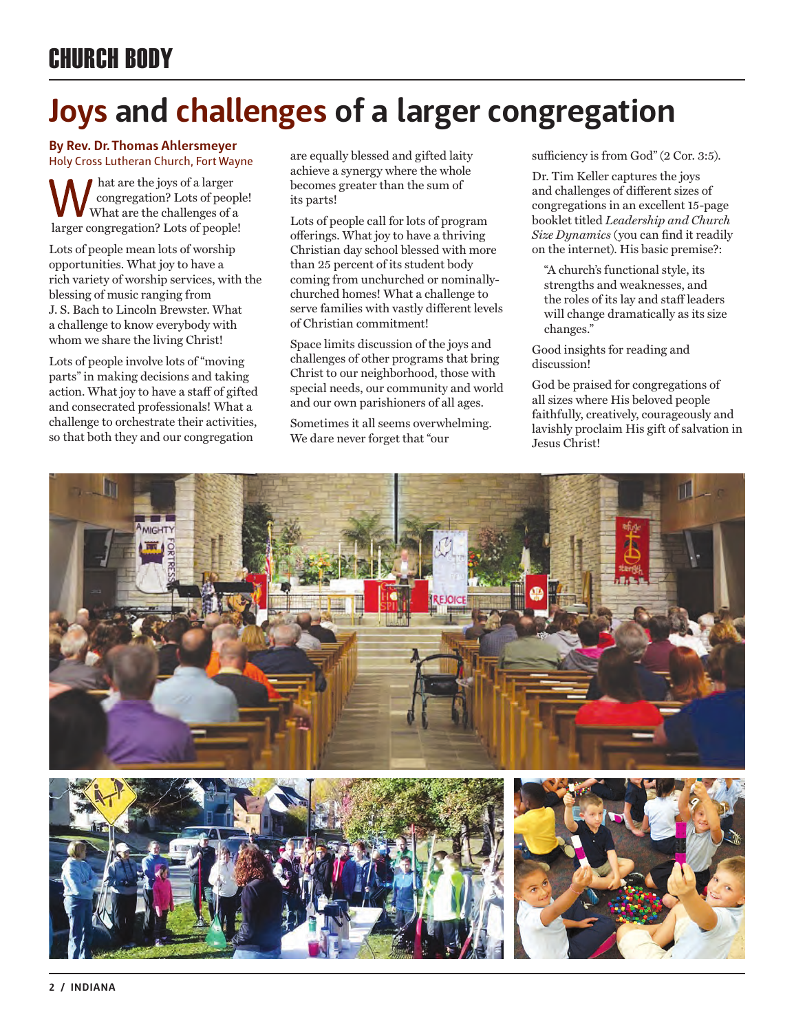CHURCH BODY

# Joys and challenges of a larger congregation

**By Rev. Dr. Thomas Ahlersmeyer**
Holy Cross Lutheran Church, Fort Wayne

What are the joys of a larger congregation? Lots of people! What are the challenges of a larger congregation? Lots of people!

Lots of people mean lots of worship opportunities. What joy to have a rich variety of worship services, with the blessing of music ranging from J. S. Bach to Lincoln Brewster. What a challenge to know everybody with whom we share the living Christ!

Lots of people involve lots of "moving parts" in making decisions and taking action. What joy to have a staff of gifted and consecrated professionals! What a challenge to orchestrate their activities, so that both they and our congregation are equally blessed and gifted laity achieve a synergy where the whole becomes greater than the sum of its parts!

Lots of people call for lots of program offerings. What joy to have a thriving Christian day school blessed with more than 25 percent of its student body coming from unchurched or nominally-churched homes! What a challenge to serve families with vastly different levels of Christian commitment!

Space limits discussion of the joys and challenges of other programs that bring Christ to our neighborhood, those with special needs, our community and world and our own parishioners of all ages.

Sometimes it all seems overwhelming. We dare never forget that "our sufficiency is from God" (2 Cor. 3:5).

Dr. Tim Keller captures the joys and challenges of different sizes of congregations in an excellent 15-page booklet titled *Leadership and Church Size Dynamics* (you can find it readily on the internet). His basic premise?:

> "A church's functional style, its strengths and weaknesses, and the roles of its lay and staff leaders will change dramatically as its size changes."

Good insights for reading and discussion!

God be praised for congregations of all sizes where His beloved people faithfully, creatively, courageously and lavishly proclaim His gift of salvation in Jesus Christ!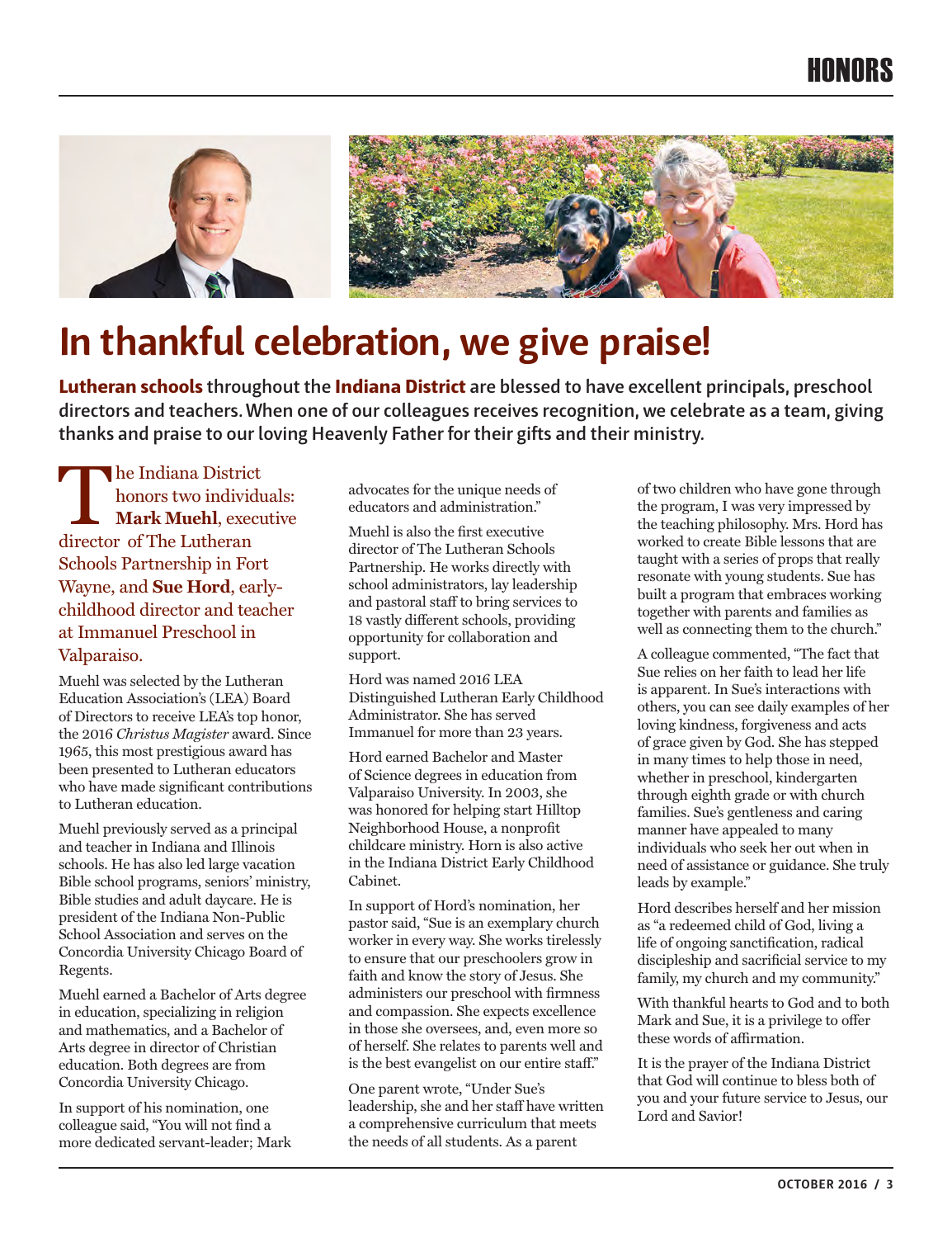# In thankful celebration, we give praise!

**Lutheran schools throughout the Indiana District are blessed to have excellent principals, preschool directors and teachers. When one of our colleagues receives recognition, we celebrate as a team, giving thanks and praise to our loving Heavenly Father for their gifts and their ministry.**

The Indiana District honors two individuals: **Mark Muehl**, executive director of The Lutheran Schools Partnership in Fort Wayne, and **Sue Hord**, early-childhood director and teacher at Immanuel Preschool in Valparaiso.

Muehl was selected by the Lutheran Education Association's (LEA) Board of Directors to receive LEA's top honor, the 2016 *Christus Magister* award. Since 1965, this most prestigious award has been presented to Lutheran educators who have made significant contributions to Lutheran education.

Muehl previously served as a principal and teacher in Indiana and Illinois schools. He has also led large vacation Bible school programs, seniors' ministry, Bible studies and adult daycare. He is president of the Indiana Non-Public School Association and serves on the Concordia University Chicago Board of Regents.

Muehl earned a Bachelor of Arts degree in education, specializing in religion and mathematics, and a Bachelor of Arts degree in director of Christian education. Both degrees are from Concordia University Chicago.

In support of his nomination, one colleague said, "You will not find a more dedicated servant-leader; Mark advocates for the unique needs of educators and administration."

Muehl is also the first executive director of The Lutheran Schools Partnership. He works directly with school administrators, lay leadership and pastoral staff to bring services to 18 vastly different schools, providing opportunity for collaboration and support.

Hord was named 2016 LEA Distinguished Lutheran Early Childhood Administrator. She has served Immanuel for more than 23 years.

Hord earned Bachelor and Master of Science degrees in education from Valparaiso University. In 2003, she was honored for helping start Hilltop Neighborhood House, a nonprofit childcare ministry. Horn is also active in the Indiana District Early Childhood Cabinet.

In support of Hord's nomination, her pastor said, "Sue is an exemplary church worker in every way. She works tirelessly to ensure that our preschoolers grow in faith and know the story of Jesus. She administers our preschool with firmness and compassion. She expects excellence in those she oversees, and, even more so of herself. She relates to parents well and is the best evangelist on our entire staff."

One parent wrote, "Under Sue's leadership, she and her staff have written a comprehensive curriculum that meets the needs of all students. As a parent of two children who have gone through the program, I was very impressed by the teaching philosophy. Mrs. Hord has worked to create Bible lessons that are taught with a series of props that really resonate with young students. Sue has built a program that embraces working together with parents and families as well as connecting them to the church."

A colleague commented, "The fact that Sue relies on her faith to lead her life is apparent. In Sue's interactions with others, you can see daily examples of her loving kindness, forgiveness and acts of grace given by God. She has stepped in many times to help those in need, whether in preschool, kindergarten through eighth grade or with church families. Sue's gentleness and caring manner have appealed to many individuals who seek her out when in need of assistance or guidance. She truly leads by example."

Hord describes herself and her mission as "a redeemed child of God, living a life of ongoing sanctification, radical discipleship and sacrificial service to my family, my church and my community."

With thankful hearts to God and to both Mark and Sue, it is a privilege to offer these words of affirmation.

It is the prayer of the Indiana District that God will continue to bless both of you and your future service to Jesus, our Lord and Savior!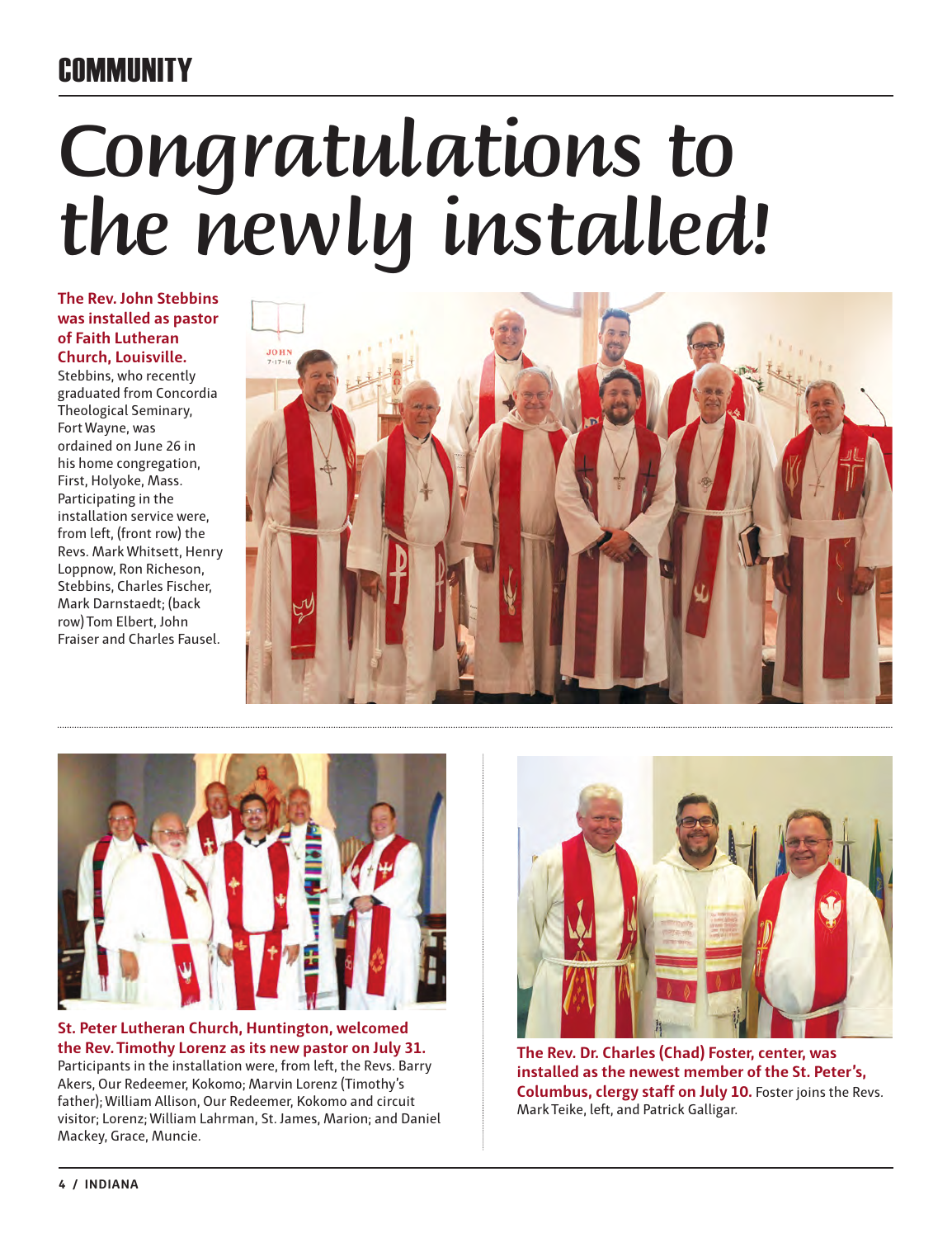# Congratulations to the newly installed!

**The Rev. John Stebbins was installed as pastor of Faith Lutheran Church, Louisville.** Stebbins, who recently graduated from Concordia Theological Seminary, Fort Wayne, was ordained on June 26 in his home congregation, First, Holyoke, Mass. Participating in the installation service were, from left, (front row) the Revs. Mark Whitsett, Henry Loppnow, Ron Richeson, Stebbins, Charles Fischer, Mark Darnstaedt; (back row) Tom Elbert, John Fraiser and Charles Fausel.

**St. Peter Lutheran Church, Huntington, welcomed the Rev. Timothy Lorenz as its new pastor on July 31.** Participants in the installation were, from left, the Revs. Barry Akers, Our Redeemer, Kokomo; Marvin Lorenz (Timothy's father); William Allison, Our Redeemer, Kokomo and circuit visitor; Lorenz; William Lahrman, St. James, Marion; and Daniel Mackey, Grace, Muncie.

**The Rev. Dr. Charles (Chad) Foster, center, was installed as the newest member of the St. Peter's, Columbus, clergy staff on July 10.** Foster joins the Revs. Mark Teike, left, and Patrick Galligar.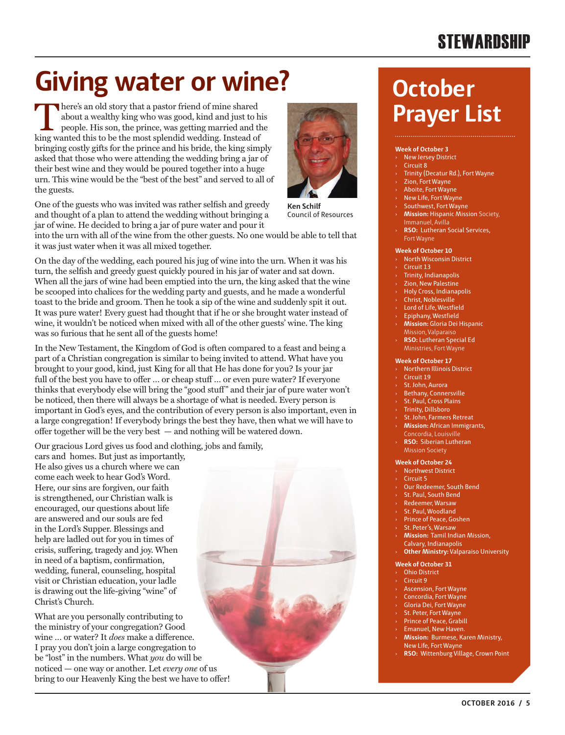# Giving water or wine?

There's an old story that a pastor friend of mine shared about a wealthy king who was good, kind and just to his people. His son, the prince, was getting married and the king wanted this to be the most splendid wedding. Instead of bringing costly gifts for the prince and his bride, the king simply asked that those who were attending the wedding bring a jar of their best wine and they would be poured together into a huge urn. This wine would be the "best of the best" and served to all of the guests.

**Ken Schilf**
Council of Resources

One of the guests who was invited was rather selfish and greedy and thought of a plan to attend the wedding without bringing a jar of wine. He decided to bring a jar of pure water and pour it into the urn with all of the wine from the other guests. No one would be able to tell that it was just water when it was all mixed together.

On the day of the wedding, each poured his jug of wine into the urn. When it was his turn, the selfish and greedy guest quickly poured in his jar of water and sat down. When all the jars of wine had been emptied into the urn, the king asked that the wine be scooped into chalices for the wedding party and guests, and he made a wonderful toast to the bride and groom. Then he took a sip of the wine and suddenly spit it out. It was pure water! Every guest had thought that if he or she brought water instead of wine, it wouldn't be noticed when mixed with all of the other guests' wine. The king was so furious that he sent all of the guests home!

In the New Testament, the Kingdom of God is often compared to a feast and being a part of a Christian congregation is similar to being invited to attend. What have you brought to your good, kind, just King for all that He has done for you? Is your jar full of the best you have to offer … or cheap stuff … or even pure water? If everyone thinks that everybody else will bring the "good stuff" and their jar of pure water won't be noticed, then there will always be a shortage of what is needed. Every person is important in God's eyes, and the contribution of every person is also important, even in a large congregation! If everybody brings the best they have, then what we will have to offer together will be the very best — and nothing will be watered down.

Our gracious Lord gives us food and clothing, jobs and family, cars and homes. But just as importantly, He also gives us a church where we can come each week to hear God's Word. Here, our sins are forgiven, our faith is strengthened, our Christian walk is encouraged, our questions about life are answered and our souls are fed in the Lord's Supper. Blessings and help are ladled out for you in times of crisis, suffering, tragedy and joy. When in need of a baptism, confirmation, wedding, funeral, counseling, hospital visit or Christian education, your ladle is drawing out the life-giving "wine" of Christ's Church.

What are you personally contributing to the ministry of your congregation? Good wine … or water? It *does* make a difference. I pray you don't join a large congregation to be "lost" in the numbers. What *you* do will be noticed — one way or another. Let *every one* of us bring to our Heavenly King the best we have to offer!

# October Prayer List

**Week of October 3**
- New Jersey District
- Circuit 8
- Trinity (Decatur Rd.), Fort Wayne
- Zion, Fort Wayne
- Aboite, Fort Wayne
- New Life, Fort Wayne
- Southwest, Fort Wayne
- **Mission:** Hispanic Mission Society, Immanuel, Avilla
- **RSO:** Lutheran Social Services, Fort Wayne

**Week of October 10**
- North Wisconsin District
- Circuit 13
- Trinity, Indianapolis
- Zion, New Palestine
- Holy Cross, Indianapolis
- Christ, Noblesville
- Lord of Life, Westfield
- Epiphany, Westfield
- **Mission:** Gloria Dei Hispanic Mission, Valparaiso
- **RSO:** Lutheran Special Ed Ministries, Fort Wayne

**Week of October 17**
- Northern Illinois District
- Circuit 19
- St. John, Aurora
- Bethany, Connersville
- St. Paul, Cross Plains
- Trinity, Dillsboro
- St. John, Farmers Retreat
- **Mission:** African Immigrants, Concordia, Louisville
- **RSO:** Siberian Lutheran Mission Society

**Week of October 24**
- Northwest District
- Circuit 5
- Our Redeemer, South Bend
- St. Paul, South Bend
- Redeemer, Warsaw
- St. Paul, Woodland
- Prince of Peace, Goshen
- St. Peter's, Warsaw
- **Mission:** Tamil Indian Mission, Calvary, Indianapolis
- **Other Ministry:** Valparaiso University

**Week of October 31**
- Ohio District
- Circuit 9
- Ascension, Fort Wayne
- Concordia, Fort Wayne
- Gloria Dei, Fort Wayne
- St. Peter, Fort Wayne
- Prince of Peace, Grabill
- Emanuel, New Haven.
- **Mission:** Burmese, Karen Ministry, New Life, Fort Wayne
- **RSO:** Wittenburg Village, Crown Point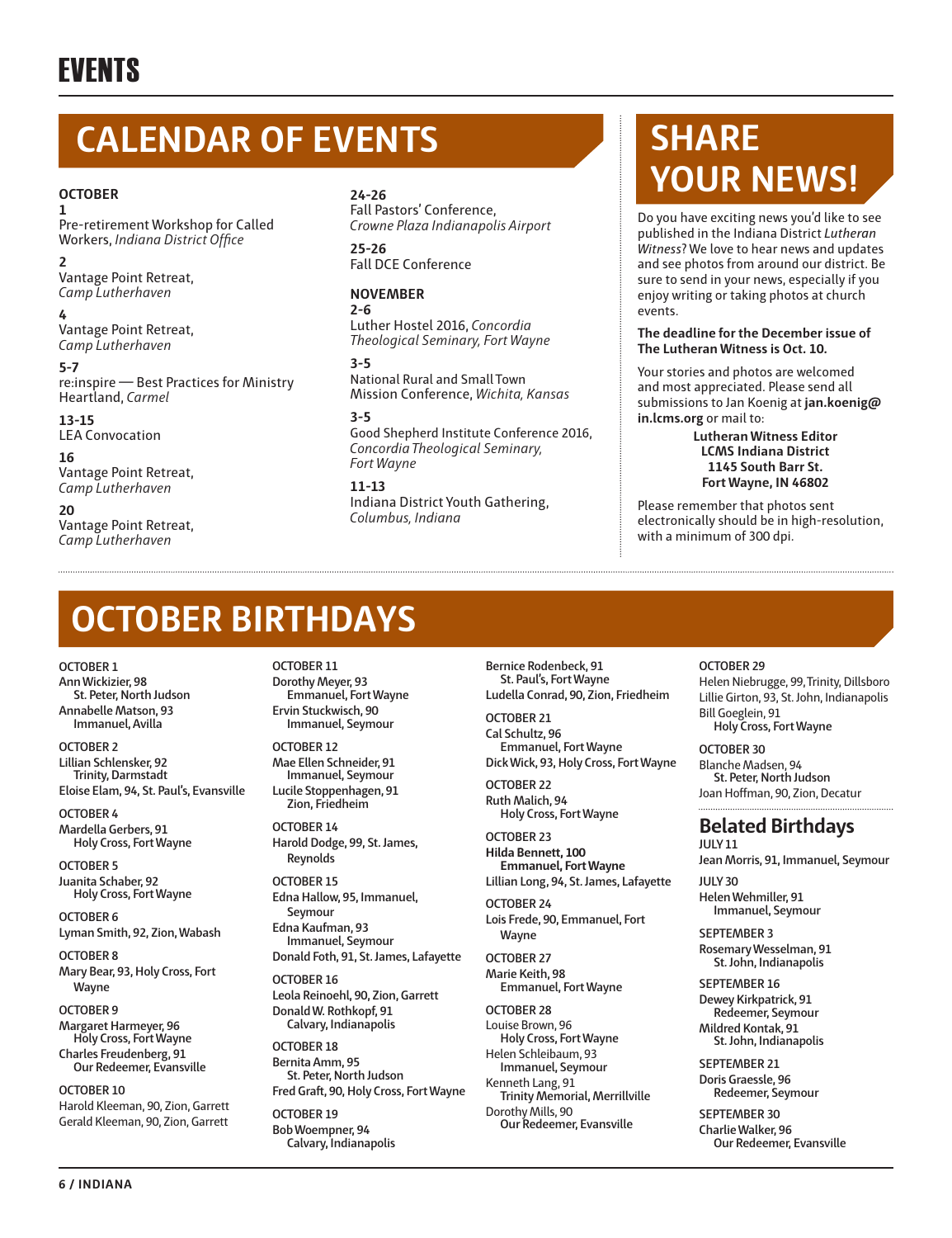# EVENTS

## CALENDAR OF EVENTS

**OCTOBER**

**1**
Pre-retirement Workshop for Called Workers, *Indiana District Office*

**2**
Vantage Point Retreat, *Camp Lutherhaven*

**4**
Vantage Point Retreat, *Camp Lutherhaven*

**5-7**
re:inspire — Best Practices for Ministry Heartland, *Carmel*

**13-15**
LEA Convocation

**16**
Vantage Point Retreat, *Camp Lutherhaven*

**20**
Vantage Point Retreat, *Camp Lutherhaven*

**24-26**
Fall Pastors' Conference, *Crowne Plaza Indianapolis Airport*

**25-26**
Fall DCE Conference

**NOVEMBER**

**2-6**
Luther Hostel 2016, *Concordia Theological Seminary, Fort Wayne*

**3-5**
National Rural and Small Town Mission Conference, *Wichita, Kansas*

**3-5**
Good Shepherd Institute Conference 2016, *Concordia Theological Seminary, Fort Wayne*

**11-13**
Indiana District Youth Gathering, *Columbus, Indiana*

## SHARE YOUR NEWS!

Do you have exciting news you'd like to see published in the Indiana District *Lutheran Witness*? We love to hear news and updates and see photos from around our district. Be sure to send in your news, especially if you enjoy writing or taking photos at church events.

**The deadline for the December issue of The Lutheran Witness is Oct. 10.**

Your stories and photos are welcomed and most appreciated. Please send all submissions to Jan Koenig at **jan.koenig@in.lcms.org** or mail to:

**Lutheran Witness Editor**
**LCMS Indiana District**
**1145 South Barr St.**
**Fort Wayne, IN 46802**

Please remember that photos sent electronically should be in high-resolution, with a minimum of 300 dpi.

## OCTOBER BIRTHDAYS

OCTOBER 1
Ann Wickizier, 98, St. Peter, North Judson
Annabelle Matson, 93, Immanuel, Avilla

OCTOBER 2
Lillian Schlensker, 92, Trinity, Darmstadt
Eloise Elam, 94, St. Paul's, Evansville

OCTOBER 4
Mardella Gerbers, 91, Holy Cross, Fort Wayne

OCTOBER 5
Juanita Schaber, 92, Holy Cross, Fort Wayne

OCTOBER 6
Lyman Smith, 92, Zion, Wabash

OCTOBER 8
Mary Bear, 93, Holy Cross, Fort Wayne

OCTOBER 9
Margaret Harmeyer, 96, Holy Cross, Fort Wayne
Charles Freudenberg, 91, Our Redeemer, Evansville

OCTOBER 10
Harold Kleeman, 90, Zion, Garrett
Gerald Kleeman, 90, Zion, Garrett

OCTOBER 11
Dorothy Meyer, 93, Emmanuel, Fort Wayne
Ervin Stuckwisch, 90, Immanuel, Seymour

OCTOBER 12
Mae Ellen Schneider, 91, Immanuel, Seymour
Lucile Stoppenhagen, 91, Zion, Friedheim

OCTOBER 14
Harold Dodge, 99, St. James, Reynolds

OCTOBER 15
Edna Hallow, 95, Immanuel, Seymour
Edna Kaufman, 93, Immanuel, Seymour
Donald Foth, 91, St. James, Lafayette

OCTOBER 16
Leola Reinoehl, 90, Zion, Garrett
Donald W. Rothkopf, 91, Calvary, Indianapolis

OCTOBER 18
Bernita Amm, 95, St. Peter, North Judson
Fred Graft, 90, Holy Cross, Fort Wayne

OCTOBER 19
Bob Woempner, 94, Calvary, Indianapolis
Bernice Rodenbeck, 91, St. Paul's, Fort Wayne
Ludella Conrad, 90, Zion, Friedheim

OCTOBER 21
Cal Schultz, 96, Emmanuel, Fort Wayne
Dick Wick, 93, Holy Cross, Fort Wayne

OCTOBER 22
Ruth Malich, 94, Holy Cross, Fort Wayne

OCTOBER 23
**Hilda Bennett, 100, Emmanuel, Fort Wayne**
Lillian Long, 94, St. James, Lafayette

OCTOBER 24
Lois Frede, 90, Emmanuel, Fort Wayne

OCTOBER 27
Marie Keith, 98, Emmanuel, Fort Wayne

OCTOBER 28
Louise Brown, 96, Holy Cross, Fort Wayne
Helen Schleibaum, 93, Immanuel, Seymour
Kenneth Lang, 91, Trinity Memorial, Merrillville
Dorothy Mills, 90, Our Redeemer, Evansville

OCTOBER 29
Helen Niebrugge, 99, Trinity, Dillsboro
Lillie Girton, 93, St. John, Indianapolis
Bill Goeglein, 91, Holy Cross, Fort Wayne

OCTOBER 30
Blanche Madsen, 94, St. Peter, North Judson
Joan Hoffman, 90, Zion, Decatur

### Belated Birthdays

JULY 11
Jean Morris, 91, Immanuel, Seymour

JULY 30
Helen Wehmiller, 91, Immanuel, Seymour

SEPTEMBER 3
Rosemary Wesselman, 91, St. John, Indianapolis

SEPTEMBER 16
Dewey Kirkpatrick, 91, Redeemer, Seymour
Mildred Kontak, 91, St. John, Indianapolis

SEPTEMBER 21
Doris Graessle, 96, Redeemer, Seymour

SEPTEMBER 30
Charlie Walker, 96, Our Redeemer, Evansville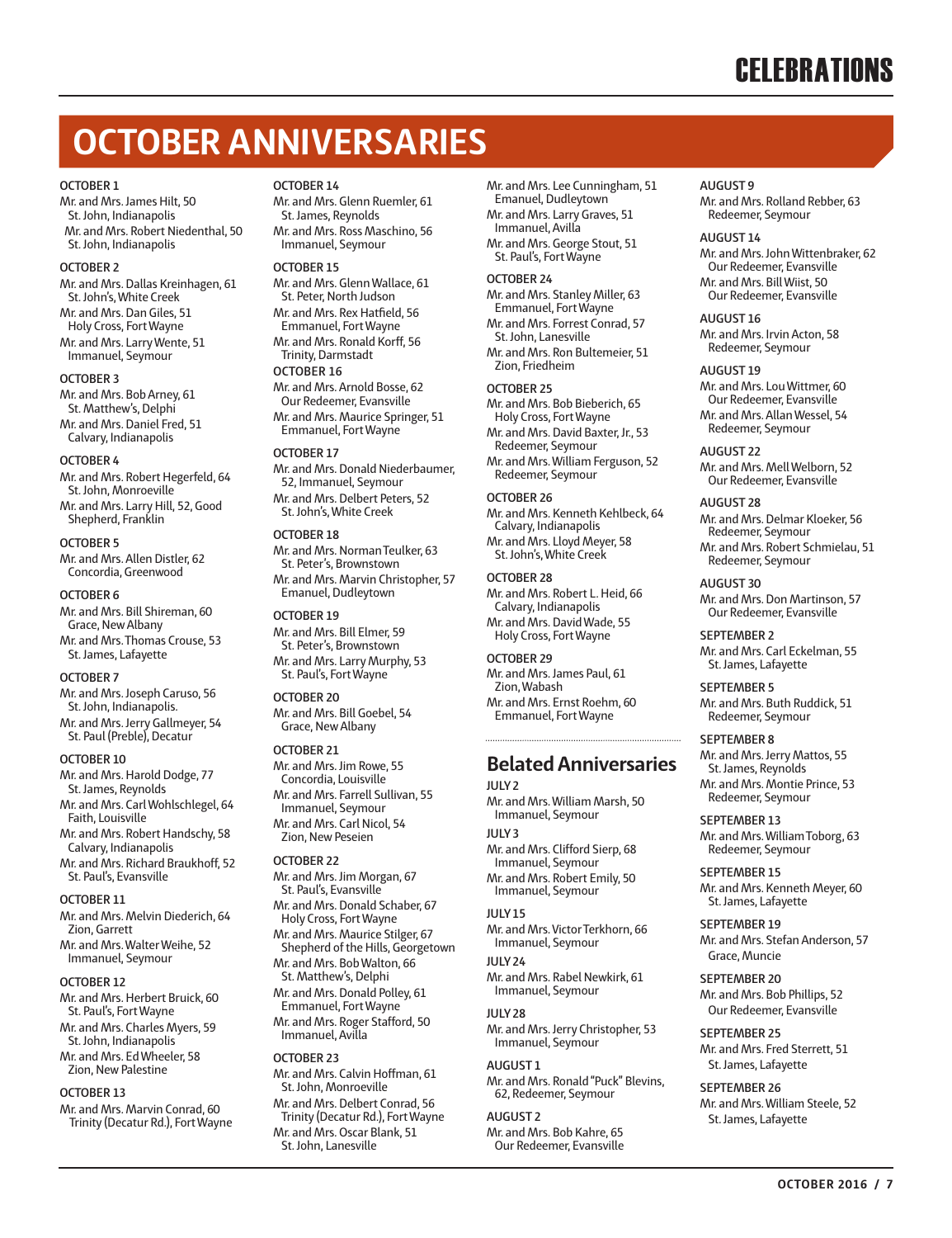# OCTOBER ANNIVERSARIES

**OCTOBER 1**
Mr. and Mrs. James Hilt, 50
St. John, Indianapolis
Mr. and Mrs. Robert Niedenthal, 50
St. John, Indianapolis

**OCTOBER 2**
Mr. and Mrs. Dallas Kreinhagen, 61
St. John's, White Creek
Mr. and Mrs. Dan Giles, 51
Holy Cross, Fort Wayne
Mr. and Mrs. Larry Wente, 51
Immanuel, Seymour

**OCTOBER 3**
Mr. and Mrs. Bob Arney, 61
St. Matthew's, Delphi
Mr. and Mrs. Daniel Fred, 51
Calvary, Indianapolis

**OCTOBER 4**
Mr. and Mrs. Robert Hegerfeld, 64
St. John, Monroeville
Mr. and Mrs. Larry Hill, 52, Good Shepherd, Franklin

**OCTOBER 5**
Mr. and Mrs. Allen Distler, 62
Concordia, Greenwood

**OCTOBER 6**
Mr. and Mrs. Bill Shireman, 60
Grace, New Albany
Mr. and Mrs. Thomas Crouse, 53
St. James, Lafayette

**OCTOBER 7**
Mr. and Mrs. Joseph Caruso, 56
St. John, Indianapolis.
Mr. and Mrs. Jerry Gallmeyer, 54
St. Paul (Preble), Decatur

**OCTOBER 10**
Mr. and Mrs. Harold Dodge, 77
St. James, Reynolds
Mr. and Mrs. Carl Wohlschlegel, 64
Faith, Louisville
Mr. and Mrs. Robert Handschy, 58
Calvary, Indianapolis
Mr. and Mrs. Richard Braukhoff, 52
St. Paul's, Evansville

**OCTOBER 11**
Mr. and Mrs. Melvin Diederich, 64
Zion, Garrett
Mr. and Mrs. Walter Weihe, 52
Immanuel, Seymour

**OCTOBER 12**
Mr. and Mrs. Herbert Bruick, 60
St. Paul's, Fort Wayne
Mr. and Mrs. Charles Myers, 59
St. John, Indianapolis
Mr. and Mrs. Ed Wheeler, 58
Zion, New Palestine

**OCTOBER 13**
Mr. and Mrs. Marvin Conrad, 60
Trinity (Decatur Rd.), Fort Wayne

**OCTOBER 14**
Mr. and Mrs. Glenn Ruemler, 61
St. James, Reynolds
Mr. and Mrs. Ross Maschino, 56
Immanuel, Seymour

**OCTOBER 15**
Mr. and Mrs. Glenn Wallace, 61
St. Peter, North Judson
Mr. and Mrs. Rex Hatfield, 56
Emmanuel, Fort Wayne
Mr. and Mrs. Ronald Korff, 56
Trinity, Darmstadt

**OCTOBER 16**
Mr. and Mrs. Arnold Bosse, 62
Our Redeemer, Evansville
Mr. and Mrs. Maurice Springer, 51
Emmanuel, Fort Wayne

**OCTOBER 17**
Mr. and Mrs. Donald Niederbaumer, 52, Immanuel, Seymour
Mr. and Mrs. Delbert Peters, 52
St. John's, White Creek

**OCTOBER 18**
Mr. and Mrs. Norman Teulker, 63
St. Peter's, Brownstown
Mr. and Mrs. Marvin Christopher, 57
Emanuel, Dudleytown

**OCTOBER 19**
Mr. and Mrs. Bill Elmer, 59
St. Peter's, Brownstown
Mr. and Mrs. Larry Murphy, 53
St. Paul's, Fort Wayne

**OCTOBER 20**
Mr. and Mrs. Bill Goebel, 54
Grace, New Albany

**OCTOBER 21**
Mr. and Mrs. Jim Rowe, 55
Concordia, Louisville
Mr. and Mrs. Farrell Sullivan, 55
Immanuel, Seymour
Mr. and Mrs. Carl Nicol, 54
Zion, New Peseien

**OCTOBER 22**
Mr. and Mrs. Jim Morgan, 67
St. Paul's, Evansville
Mr. and Mrs. Donald Schaber, 67
Holy Cross, Fort Wayne
Mr. and Mrs. Maurice Stilger, 67
Shepherd of the Hills, Georgetown
Mr. and Mrs. Bob Walton, 66
St. Matthew's, Delphi
Mr. and Mrs. Donald Polley, 61
Emmanuel, Fort Wayne
Mr. and Mrs. Roger Stafford, 50
Immanuel, Avilla

**OCTOBER 23**
Mr. and Mrs. Calvin Hoffman, 61
St. John, Monroeville
Mr. and Mrs. Delbert Conrad, 56
Trinity (Decatur Rd.), Fort Wayne
Mr. and Mrs. Oscar Blank, 51
St. John, Lanesville
Mr. and Mrs. Lee Cunningham, 51
Emanuel, Dudleytown
Mr. and Mrs. Larry Graves, 51
Immanuel, Avilla
Mr. and Mrs. George Stout, 51
St. Paul's, Fort Wayne

**OCTOBER 24**
Mr. and Mrs. Stanley Miller, 63
Emmanuel, Fort Wayne
Mr. and Mrs. Forrest Conrad, 57
St. John, Lanesville
Mr. and Mrs. Ron Bultemeier, 51
Zion, Friedheim

**OCTOBER 25**
Mr. and Mrs. Bob Bieberich, 65
Holy Cross, Fort Wayne
Mr. and Mrs. David Baxter, Jr., 53
Redeemer, Seymour
Mr. and Mrs. William Ferguson, 52
Redeemer, Seymour

**OCTOBER 26**
Mr. and Mrs. Kenneth Kehlbeck, 64
Calvary, Indianapolis
Mr. and Mrs. Lloyd Meyer, 58
St. John's, White Creek

**OCTOBER 28**
Mr. and Mrs. Robert L. Heid, 66
Calvary, Indianapolis
Mr. and Mrs. David Wade, 55
Holy Cross, Fort Wayne

**OCTOBER 29**
Mr. and Mrs. James Paul, 61
Zion, Wabash
Mr. and Mrs. Ernst Roehm, 60
Emmanuel, Fort Wayne

## Belated Anniversaries

**JULY 2**
Mr. and Mrs. William Marsh, 50
Immanuel, Seymour

**JULY 3**
Mr. and Mrs. Clifford Sierp, 68
Immanuel, Seymour
Mr. and Mrs. Robert Emily, 50
Immanuel, Seymour

**JULY 15**
Mr. and Mrs. Victor Terkhorn, 66
Immanuel, Seymour

**JULY 24**
Mr. and Mrs. Rabel Newkirk, 61
Immanuel, Seymour

**JULY 28**
Mr. and Mrs. Jerry Christopher, 53
Immanuel, Seymour

**AUGUST 1**
Mr. and Mrs. Ronald "Puck" Blevins, 62, Redeemer, Seymour

**AUGUST 2**
Mr. and Mrs. Bob Kahre, 65
Our Redeemer, Evansville

**AUGUST 9**
Mr. and Mrs. Rolland Rebber, 63
Redeemer, Seymour

**AUGUST 14**
Mr. and Mrs. John Wittenbraker, 62
Our Redeemer, Evansville
Mr. and Mrs. Bill Wiist, 50
Our Redeemer, Evansville

**AUGUST 16**
Mr. and Mrs. Irvin Acton, 58
Redeemer, Seymour

**AUGUST 19**
Mr. and Mrs. Lou Wittmer, 60
Our Redeemer, Evansville
Mr. and Mrs. Allan Wessel, 54
Redeemer, Seymour

**AUGUST 22**
Mr. and Mrs. Mell Welborn, 52
Our Redeemer, Evansville

**AUGUST 28**
Mr. and Mrs. Delmar Kloeker, 56
Redeemer, Seymour
Mr. and Mrs. Robert Schmielau, 51
Redeemer, Seymour

**AUGUST 30**
Mr. and Mrs. Don Martinson, 57
Our Redeemer, Evansville

**SEPTEMBER 2**
Mr. and Mrs. Carl Eckelman, 55
St. James, Lafayette

**SEPTEMBER 5**
Mr. and Mrs. Buth Ruddick, 51
Redeemer, Seymour

**SEPTEMBER 8**
Mr. and Mrs. Jerry Mattos, 55
St. James, Reynolds
Mr. and Mrs. Montie Prince, 53
Redeemer, Seymour

**SEPTEMBER 13**
Mr. and Mrs. William Toborg, 63
Redeemer, Seymour

**SEPTEMBER 15**
Mr. and Mrs. Kenneth Meyer, 60
St. James, Lafayette

**SEPTEMBER 19**
Mr. and Mrs. Stefan Anderson, 57
Grace, Muncie

**SEPTEMBER 20**
Mr. and Mrs. Bob Phillips, 52
Our Redeemer, Evansville

**SEPTEMBER 25**
Mr. and Mrs. Fred Sterrett, 51
St. James, Lafayette

**SEPTEMBER 26**
Mr. and Mrs. William Steele, 52
St. James, Lafayette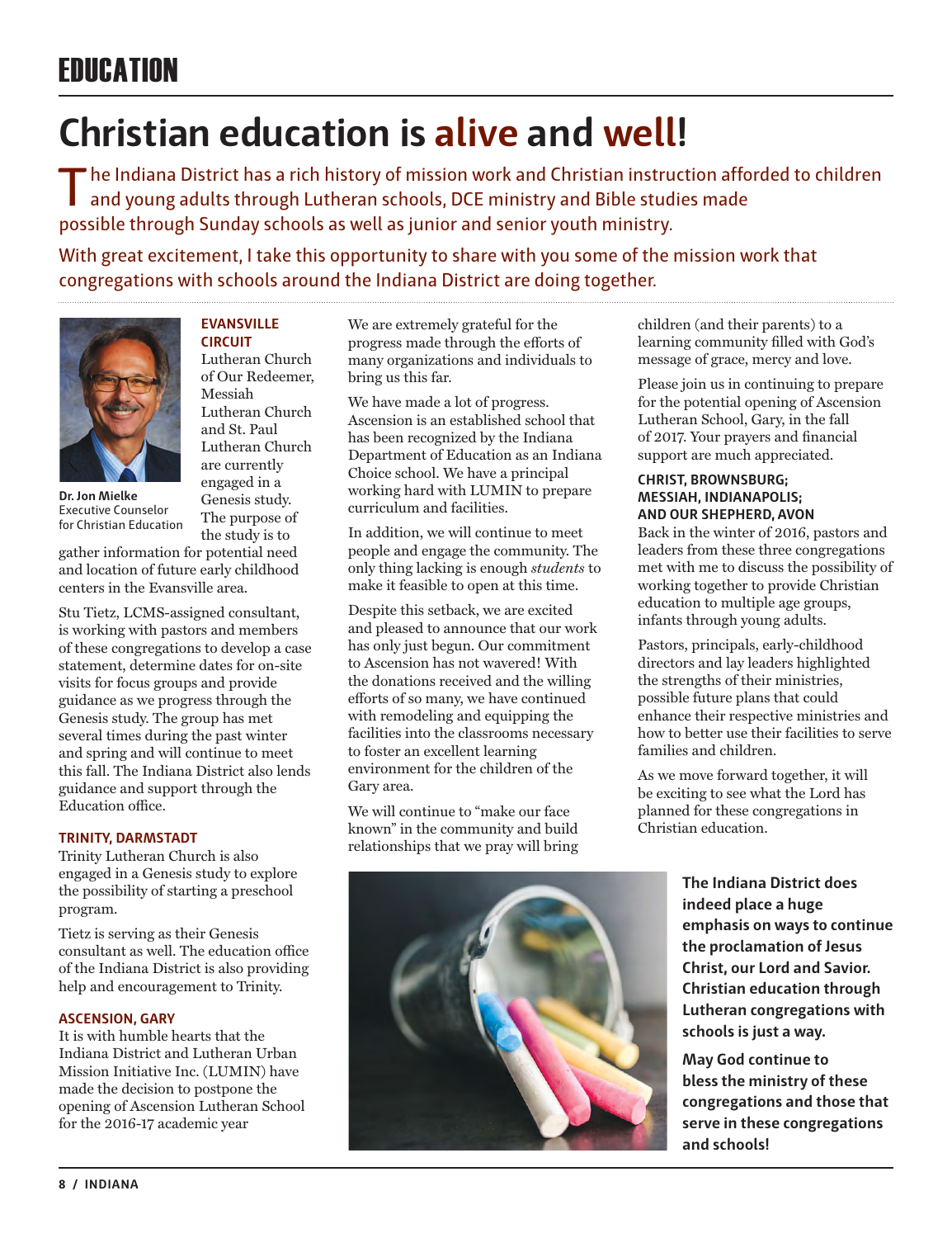# EDUCATION

# Christian education is alive and well!

The Indiana District has a rich history of mission work and Christian instruction afforded to children and young adults through Lutheran schools, DCE ministry and Bible studies made possible through Sunday schools as well as junior and senior youth ministry.

With great excitement, I take this opportunity to share with you some of the mission work that congregations with schools around the Indiana District are doing together.

**Dr. Jon Mielke**
Executive Counselor for Christian Education

### EVANSVILLE CIRCUIT

Lutheran Church of Our Redeemer, Messiah Lutheran Church and St. Paul Lutheran Church are currently engaged in a Genesis study. The purpose of the study is to gather information for potential need and location of future early childhood centers in the Evansville area.

Stu Tietz, LCMS-assigned consultant, is working with pastors and members of these congregations to develop a case statement, determine dates for on-site visits for focus groups and provide guidance as we progress through the Genesis study. The group has met several times during the past winter and spring and will continue to meet this fall. The Indiana District also lends guidance and support through the Education office.

### TRINITY, DARMSTADT

Trinity Lutheran Church is also engaged in a Genesis study to explore the possibility of starting a preschool program.

Tietz is serving as their Genesis consultant as well. The education office of the Indiana District is also providing help and encouragement to Trinity.

### ASCENSION, GARY

It is with humble hearts that the Indiana District and Lutheran Urban Mission Initiative Inc. (LUMIN) have made the decision to postpone the opening of Ascension Lutheran School for the 2016-17 academic year

We are extremely grateful for the progress made through the efforts of many organizations and individuals to bring us this far.

We have made a lot of progress. Ascension is an established school that has been recognized by the Indiana Department of Education as an Indiana Choice school. We have a principal working hard with LUMIN to prepare curriculum and facilities.

In addition, we will continue to meet people and engage the community. The only thing lacking is enough *students* to make it feasible to open at this time.

Despite this setback, we are excited and pleased to announce that our work has only just begun. Our commitment to Ascension has not wavered! With the donations received and the willing efforts of so many, we have continued with remodeling and equipping the facilities into the classrooms necessary to foster an excellent learning environment for the children of the Gary area.

We will continue to "make our face known" in the community and build relationships that we pray will bring children (and their parents) to a learning community filled with God's message of grace, mercy and love.

Please join us in continuing to prepare for the potential opening of Ascension Lutheran School, Gary, in the fall of 2017. Your prayers and financial support are much appreciated.

### CHRIST, BROWNSBURG; MESSIAH, INDIANAPOLIS; AND OUR SHEPHERD, AVON

Back in the winter of 2016, pastors and leaders from these three congregations met with me to discuss the possibility of working together to provide Christian education to multiple age groups, infants through young adults.

Pastors, principals, early-childhood directors and lay leaders highlighted the strengths of their ministries, possible future plans that could enhance their respective ministries and how to better use their facilities to serve families and children.

As we move forward together, it will be exciting to see what the Lord has planned for these congregations in Christian education.

**The Indiana District does indeed place a huge emphasis on ways to continue the proclamation of Jesus Christ, our Lord and Savior. Christian education through Lutheran congregations with schools is just a way.**

**May God continue to bless the ministry of these congregations and those that serve in these congregations and schools!**